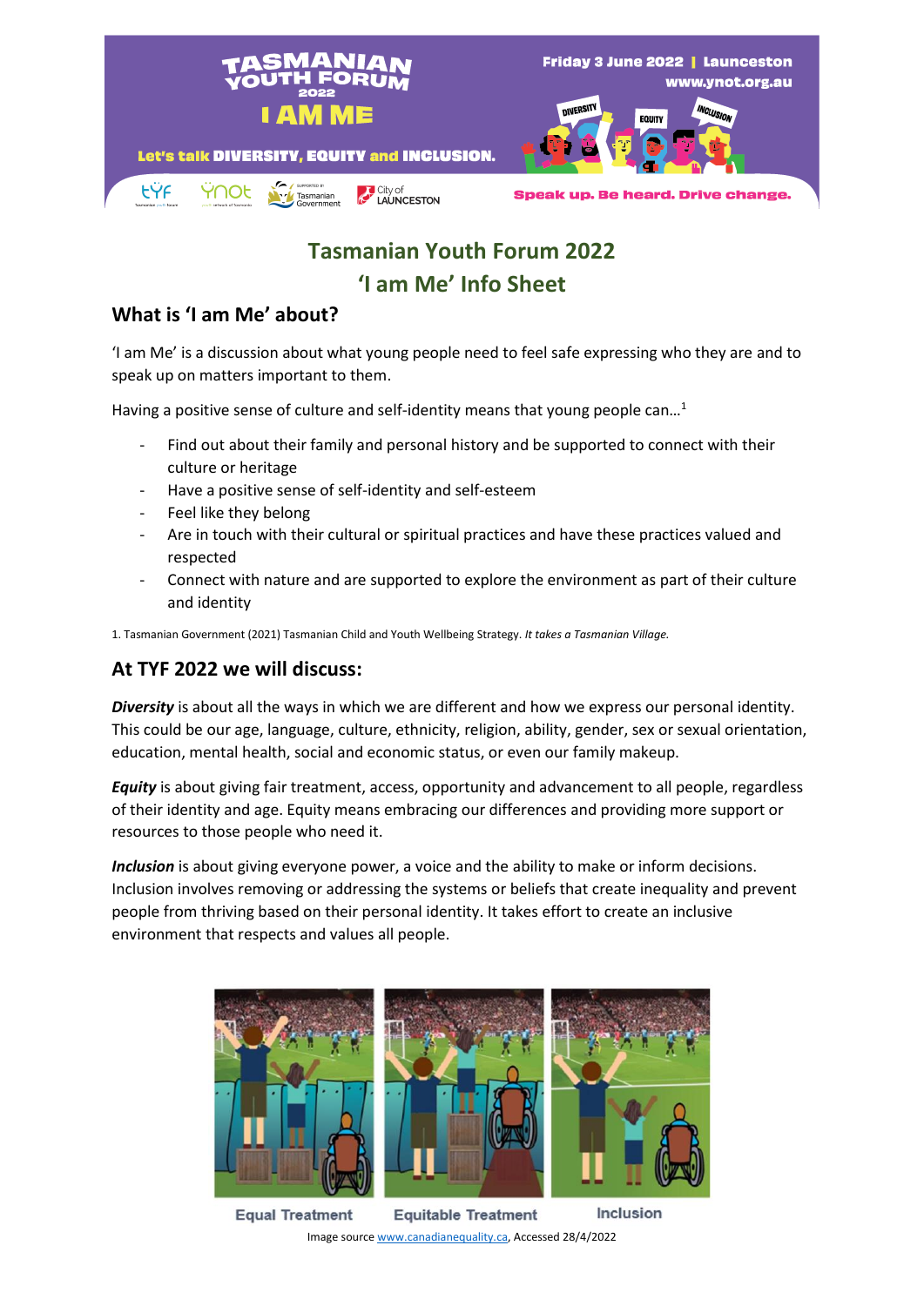Tasmanian Youth Forum 2022
I AM ME
Let's talk DIVERSITY, EQUITY and INCLUSION.

Friday 3 June 2022 | Launceston
www.ynot.org.au

Speak up. Be heard. Drive change.

# Tasmanian Youth Forum 2022
# 'I am Me' Info Sheet

## What is 'I am Me' about?

'I am Me' is a discussion about what young people need to feel safe expressing who they are and to speak up on matters important to them.

Having a positive sense of culture and self-identity means that young people can…[1]

- Find out about their family and personal history and be supported to connect with their culture or heritage
- Have a positive sense of self-identity and self-esteem
- Feel like they belong
- Are in touch with their cultural or spiritual practices and have these practices valued and respected
- Connect with nature and are supported to explore the environment as part of their culture and identity

1. Tasmanian Government (2021) Tasmanian Child and Youth Wellbeing Strategy. *It takes a Tasmanian Village.*

## At TYF 2022 we will discuss:

***Diversity*** is about all the ways in which we are different and how we express our personal identity. This could be our age, language, culture, ethnicity, religion, ability, gender, sex or sexual orientation, education, mental health, social and economic status, or even our family makeup.

***Equity*** is about giving fair treatment, access, opportunity and advancement to all people, regardless of their identity and age. Equity means embracing our differences and providing more support or resources to those people who need it.

***Inclusion*** is about giving everyone power, a voice and the ability to make or inform decisions. Inclusion involves removing or addressing the systems or beliefs that create inequality and prevent people from thriving based on their personal identity. It takes effort to create an inclusive environment that respects and values all people.

Equal Treatment | Equitable Treatment | Inclusion

Image source www.canadianequality.ca, Accessed 28/4/2022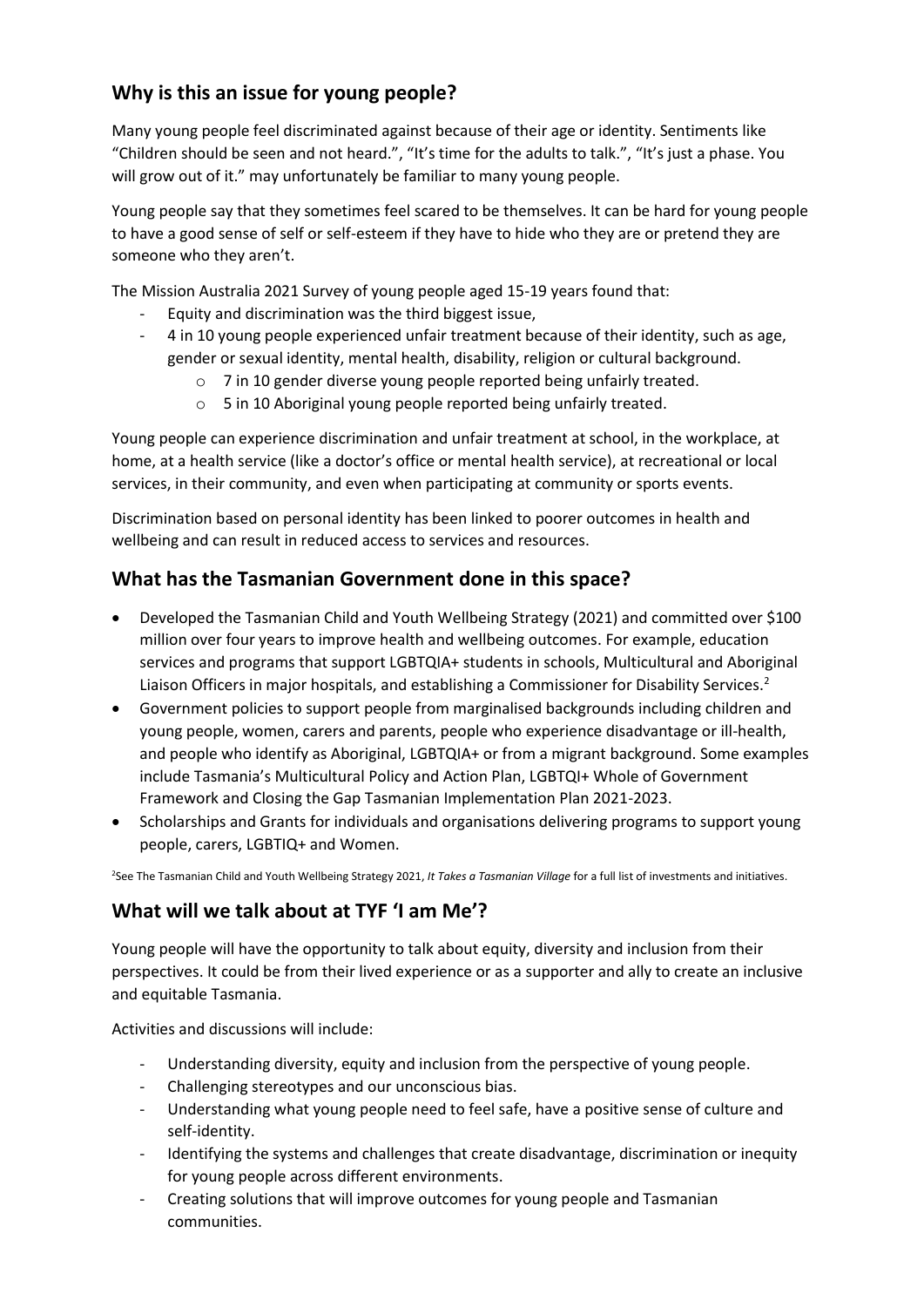## Why is this an issue for young people?

Many young people feel discriminated against because of their age or identity. Sentiments like "Children should be seen and not heard.", "It's time for the adults to talk.", "It's just a phase. You will grow out of it." may unfortunately be familiar to many young people.

Young people say that they sometimes feel scared to be themselves. It can be hard for young people to have a good sense of self or self-esteem if they have to hide who they are or pretend they are someone who they aren't.

The Mission Australia 2021 Survey of young people aged 15-19 years found that:

- Equity and discrimination was the third biggest issue,
- 4 in 10 young people experienced unfair treatment because of their identity, such as age, gender or sexual identity, mental health, disability, religion or cultural background.
    - 7 in 10 gender diverse young people reported being unfairly treated.
    - 5 in 10 Aboriginal young people reported being unfairly treated.

Young people can experience discrimination and unfair treatment at school, in the workplace, at home, at a health service (like a doctor's office or mental health service), at recreational or local services, in their community, and even when participating at community or sports events.

Discrimination based on personal identity has been linked to poorer outcomes in health and wellbeing and can result in reduced access to services and resources.

## What has the Tasmanian Government done in this space?

- Developed the Tasmanian Child and Youth Wellbeing Strategy (2021) and committed over $100 million over four years to improve health and wellbeing outcomes. For example, education services and programs that support LGBTQIA+ students in schools, Multicultural and Aboriginal Liaison Officers in major hospitals, and establishing a Commissioner for Disability Services.[2]
- Government policies to support people from marginalised backgrounds including children and young people, women, carers and parents, people who experience disadvantage or ill-health, and people who identify as Aboriginal, LGBTQIA+ or from a migrant background. Some examples include Tasmania's Multicultural Policy and Action Plan, LGBTQI+ Whole of Government Framework and Closing the Gap Tasmanian Implementation Plan 2021-2023.
- Scholarships and Grants for individuals and organisations delivering programs to support young people, carers, LGBTIQ+ and Women.

[2]See The Tasmanian Child and Youth Wellbeing Strategy 2021, *It Takes a Tasmanian Village* for a full list of investments and initiatives.

## What will we talk about at TYF 'I am Me'?

Young people will have the opportunity to talk about equity, diversity and inclusion from their perspectives. It could be from their lived experience or as a supporter and ally to create an inclusive and equitable Tasmania.

Activities and discussions will include:

- Understanding diversity, equity and inclusion from the perspective of young people.
- Challenging stereotypes and our unconscious bias.
- Understanding what young people need to feel safe, have a positive sense of culture and self-identity.
- Identifying the systems and challenges that create disadvantage, discrimination or inequity for young people across different environments.
- Creating solutions that will improve outcomes for young people and Tasmanian communities.